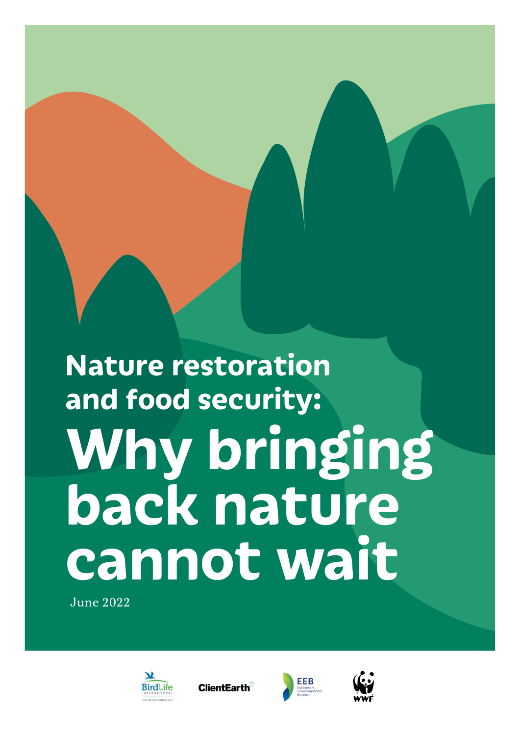# Nature restoration and food security: Why bringing back nature cannot wait

June 2022

BirdLife International Europe and Central Asia

ClientEarth

EEB European Environmental Bureau

WWF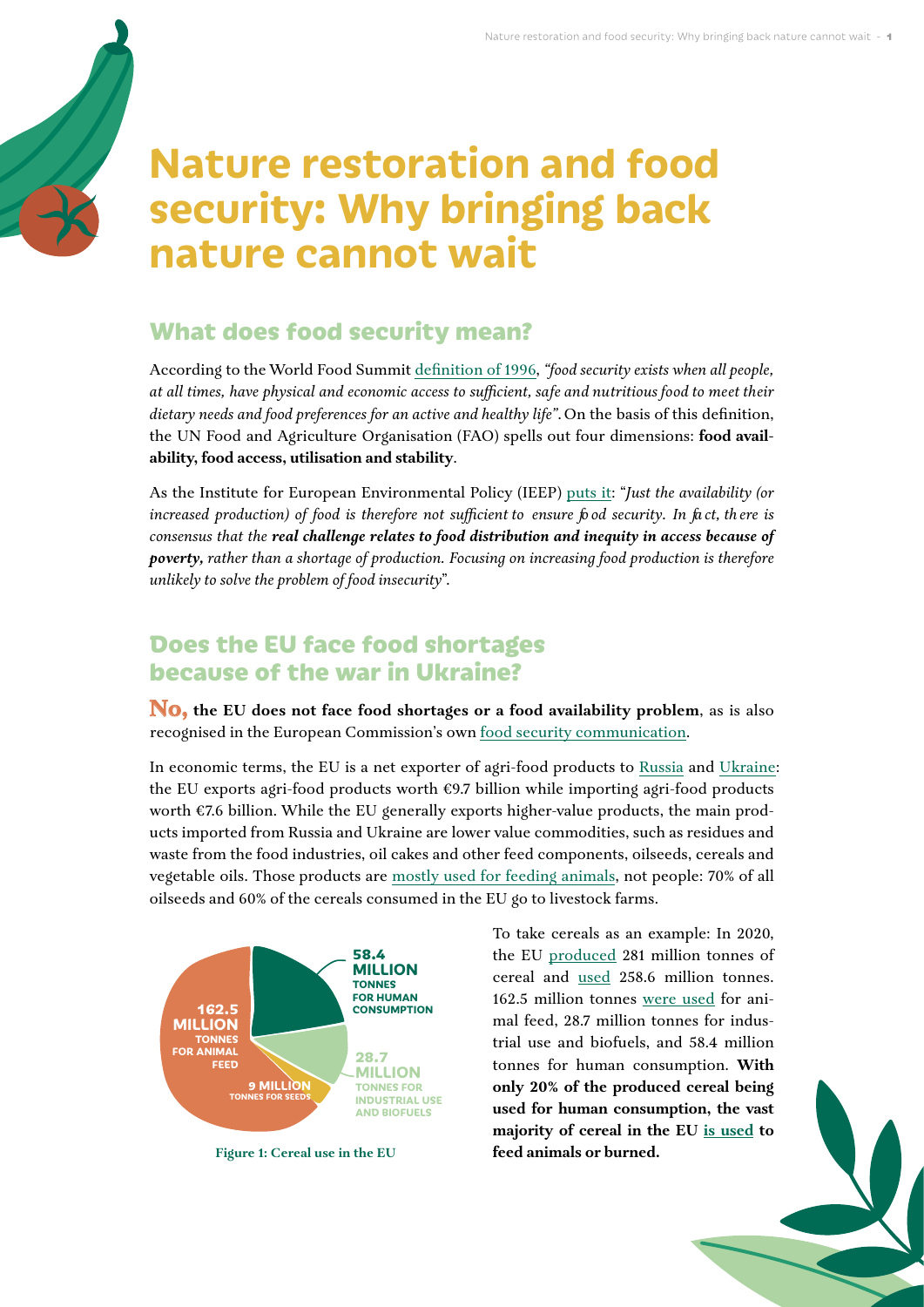# Nature restoration and food security: Why bringing back nature cannot wait

## What does food security mean?

According to the World Food Summit definition of 1996, *"food security exists when all people, at all times, have physical and economic access to sufficient, safe and nutritious food to meet their dietary needs and food preferences for an active and healthy life"*. On the basis of this definition, the UN Food and Agriculture Organisation (FAO) spells out four dimensions: **food availability, food access, utilisation and stability**.

As the Institute for European Environmental Policy (IEEP) puts it: "*Just the availability (or increased production) of food is therefore not sufficient to ensure food security. In fact, there is consensus that the **real challenge relates to food distribution and inequity in access because of poverty,** rather than a shortage of production. Focusing on increasing food production is therefore unlikely to solve the problem of food insecurity*".

## Does the EU face food shortages because of the war in Ukraine?

**No, the EU does not face food shortages or a food availability problem**, as is also recognised in the European Commission's own food security communication.

In economic terms, the EU is a net exporter of agri-food products to Russia and Ukraine: the EU exports agri-food products worth €9.7 billion while importing agri-food products worth €7.6 billion. While the EU generally exports higher-value products, the main products imported from Russia and Ukraine are lower value commodities, such as residues and waste from the food industries, oil cakes and other feed components, oilseeds, cereals and vegetable oils. Those products are mostly used for feeding animals, not people: 70% of all oilseeds and 60% of the cereals consumed in the EU go to livestock farms.

58.4 MILLION TONNES FOR HUMAN CONSUMPTION
28.7 MILLION TONNES FOR INDUSTRIAL USE AND BIOFUELS
9 MILLION TONNES FOR SEEDS
162.5 MILLION TONNES FOR ANIMAL FEED

**Figure 1: Cereal use in the EU**

To take cereals as an example: In 2020, the EU produced 281 million tonnes of cereal and used 258.6 million tonnes. 162.5 million tonnes were used for animal feed, 28.7 million tonnes for industrial use and biofuels, and 58.4 million tonnes for human consumption. **With only 20% of the produced cereal being used for human consumption, the vast majority of cereal in the EU is used to feed animals or burned.**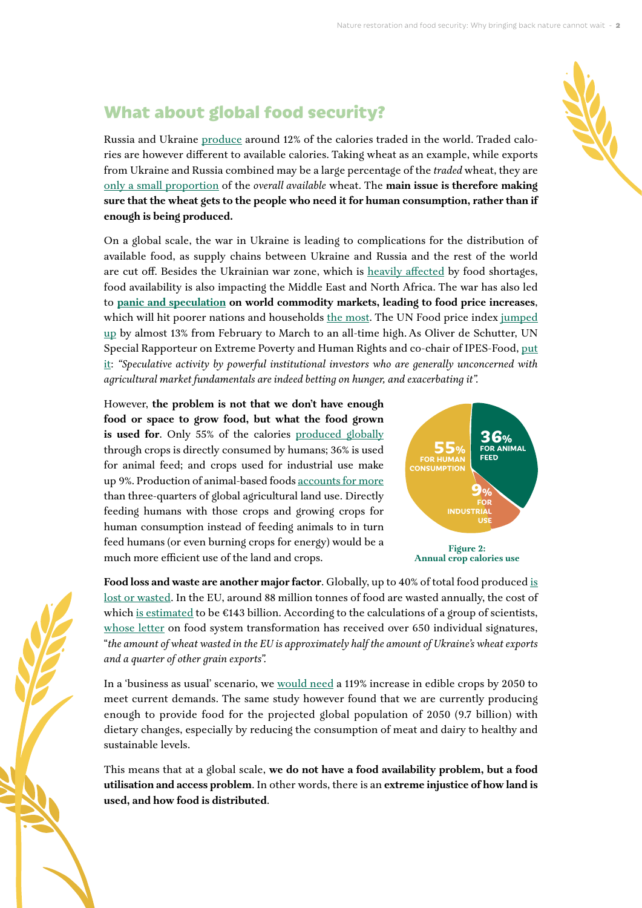## What about global food security?

Russia and Ukraine produce around 12% of the calories traded in the world. Traded calories are however different to available calories. Taking wheat as an example, while exports from Ukraine and Russia combined may be a large percentage of the *traded* wheat, they are only a small proportion of the *overall available* wheat. The **main issue is therefore making sure that the wheat gets to the people who need it for human consumption, rather than if enough is being produced.**

On a global scale, the war in Ukraine is leading to complications for the distribution of available food, as supply chains between Ukraine and Russia and the rest of the world are cut off. Besides the Ukrainian war zone, which is heavily affected by food shortages, food availability is also impacting the Middle East and North Africa. The war has also led to **panic and speculation on world commodity markets, leading to food price increases**, which will hit poorer nations and households the most. The UN Food price index jumped up by almost 13% from February to March to an all-time high. As Oliver de Schutter, UN Special Rapporteur on Extreme Poverty and Human Rights and co-chair of IPES-Food, put it: *"Speculative activity by powerful institutional investors who are generally unconcerned with agricultural market fundamentals are indeed betting on hunger, and exacerbating it".*

However, **the problem is not that we don't have enough food or space to grow food, but what the food grown is used for**. Only 55% of the calories produced globally through crops is directly consumed by humans; 36% is used for animal feed; and crops used for industrial use make up 9%. Production of animal-based foods accounts for more than three-quarters of global agricultural land use. Directly feeding humans with those crops and growing crops for human consumption instead of feeding animals to in turn feed humans (or even burning crops for energy) would be a much more efficient use of the land and crops.

55% FOR HUMAN CONSUMPTION | 36% FOR ANIMAL FEED | 9% FOR INDUSTRIAL USE

**Figure 2: Annual crop calories use**

**Food loss and waste are another major factor**. Globally, up to 40% of total food produced is lost or wasted. In the EU, around 88 million tonnes of food are wasted annually, the cost of which is estimated to be €143 billion. According to the calculations of a group of scientists, whose letter on food system transformation has received over 650 individual signatures, "*the amount of wheat wasted in the EU is approximately half the amount of Ukraine's wheat exports and a quarter of other grain exports".*

In a 'business as usual' scenario, we would need a 119% increase in edible crops by 2050 to meet current demands. The same study however found that we are currently producing enough to provide food for the projected global population of 2050 (9.7 billion) with dietary changes, especially by reducing the consumption of meat and dairy to healthy and sustainable levels.

This means that at a global scale, **we do not have a food availability problem, but a food utilisation and access problem**. In other words, there is an **extreme injustice of how land is used, and how food is distributed**.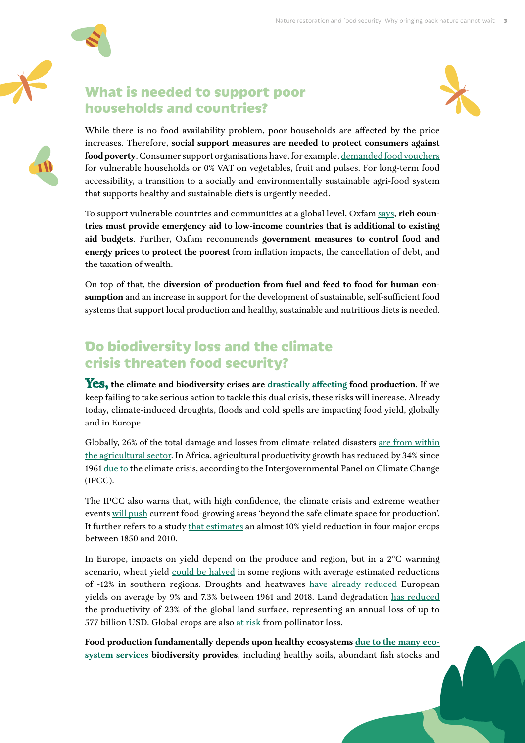## What is needed to support poor households and countries?

While there is no food availability problem, poor households are affected by the price increases. Therefore, **social support measures are needed to protect consumers against food poverty**. Consumer support organisations have, for example, demanded food vouchers for vulnerable households or 0% VAT on vegetables, fruit and pulses. For long-term food accessibility, a transition to a socially and environmentally sustainable agri-food system that supports healthy and sustainable diets is urgently needed.

To support vulnerable countries and communities at a global level, Oxfam says, **rich countries must provide emergency aid to low-income countries that is additional to existing aid budgets**. Further, Oxfam recommends **government measures to control food and energy prices to protect the poorest** from inflation impacts, the cancellation of debt, and the taxation of wealth.

On top of that, the **diversion of production from fuel and feed to food for human consumption** and an increase in support for the development of sustainable, self-sufficient food systems that support local production and healthy, sustainable and nutritious diets is needed.

## Do biodiversity loss and the climate crisis threaten food security?

**Yes, the climate and biodiversity crises are drastically affecting food production**. If we keep failing to take serious action to tackle this dual crisis, these risks will increase. Already today, climate-induced droughts, floods and cold spells are impacting food yield, globally and in Europe.

Globally, 26% of the total damage and losses from climate-related disasters are from within the agricultural sector. In Africa, agricultural productivity growth has reduced by 34% since 1961 due to the climate crisis, according to the Intergovernmental Panel on Climate Change (IPCC).

The IPCC also warns that, with high confidence, the climate crisis and extreme weather events will push current food-growing areas 'beyond the safe climate space for production'. It further refers to a study that estimates an almost 10% yield reduction in four major crops between 1850 and 2010.

In Europe, impacts on yield depend on the produce and region, but in a 2°C warming scenario, wheat yield could be halved in some regions with average estimated reductions of -12% in southern regions. Droughts and heatwaves have already reduced European yields on average by 9% and 7.3% between 1961 and 2018. Land degradation has reduced the productivity of 23% of the global land surface, representing an annual loss of up to 577 billion USD. Global crops are also at risk from pollinator loss.

**Food production fundamentally depends upon healthy ecosystems due to the many ecosystem services biodiversity provides**, including healthy soils, abundant fish stocks and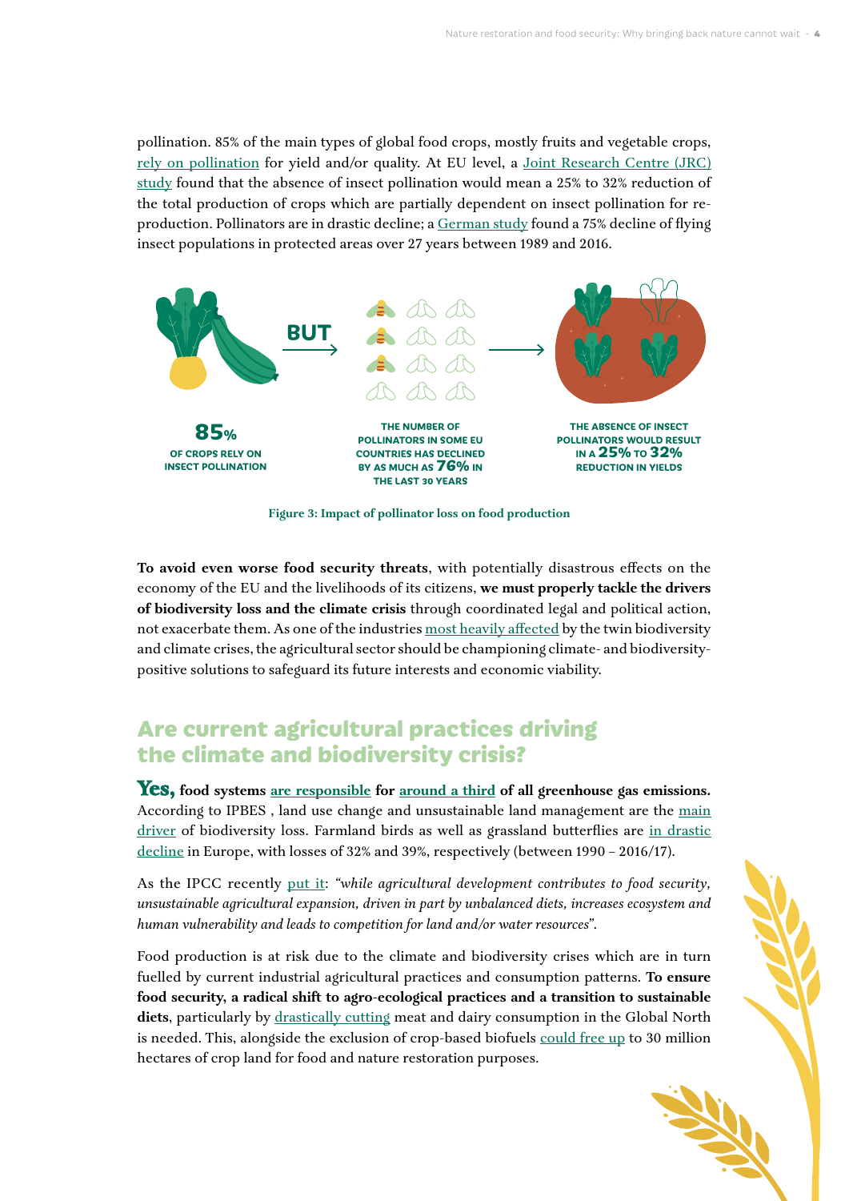pollination. 85% of the main types of global food crops, mostly fruits and vegetable crops, rely on pollination for yield and/or quality. At EU level, a Joint Research Centre (JRC) study found that the absence of insect pollination would mean a 25% to 32% reduction of the total production of crops which are partially dependent on insect pollination for reproduction. Pollinators are in drastic decline; a German study found a 75% decline of flying insect populations in protected areas over 27 years between 1989 and 2016.

**85%** OF CROPS RELY ON INSECT POLLINATION

**BUT**

THE NUMBER OF POLLINATORS IN SOME EU COUNTRIES HAS DECLINED BY AS MUCH AS **76%** IN THE LAST 30 YEARS

THE ABSENCE OF INSECT POLLINATORS WOULD RESULT IN A **25%** TO **32%** REDUCTION IN YIELDS

**Figure 3: Impact of pollinator loss on food production**

**To avoid even worse food security threats**, with potentially disastrous effects on the economy of the EU and the livelihoods of its citizens, **we must properly tackle the drivers of biodiversity loss and the climate crisis** through coordinated legal and political action, not exacerbate them. As one of the industries most heavily affected by the twin biodiversity and climate crises, the agricultural sector should be championing climate- and biodiversity-positive solutions to safeguard its future interests and economic viability.

## Are current agricultural practices driving the climate and biodiversity crisis?

**Yes, food systems are responsible for around a third of all greenhouse gas emissions.** According to IPBES , land use change and unsustainable land management are the main driver of biodiversity loss. Farmland birds as well as grassland butterflies are in drastic decline in Europe, with losses of 32% and 39%, respectively (between 1990 – 2016/17).

As the IPCC recently put it: *"while agricultural development contributes to food security, unsustainable agricultural expansion, driven in part by unbalanced diets, increases ecosystem and human vulnerability and leads to competition for land and/or water resources"*.

Food production is at risk due to the climate and biodiversity crises which are in turn fuelled by current industrial agricultural practices and consumption patterns. **To ensure food security, a radical shift to agro-ecological practices and a transition to sustainable diets**, particularly by drastically cutting meat and dairy consumption in the Global North is needed. This, alongside the exclusion of crop-based biofuels could free up to 30 million hectares of crop land for food and nature restoration purposes.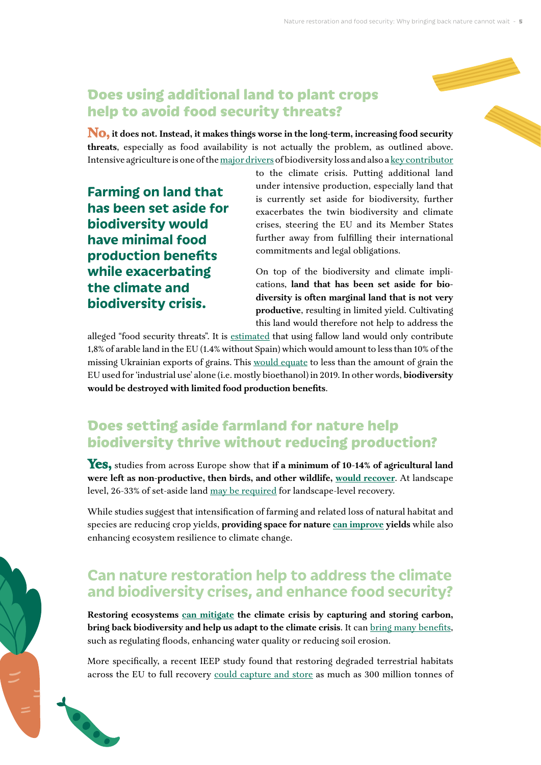## Does using additional land to plant crops help to avoid food security threats?

**No, it does not. Instead, it makes things worse in the long-term, increasing food security threats**, especially as food availability is not actually the problem, as outlined above. Intensive agriculture is one of the major drivers of biodiversity loss and also a key contributor to the climate crisis. Putting additional land under intensive production, especially land that is currently set aside for biodiversity, further exacerbates the twin biodiversity and climate crises, steering the EU and its Member States further away from fulfilling their international commitments and legal obligations.

**Farming on land that has been set aside for biodiversity would have minimal food production benefits while exacerbating the climate and biodiversity crisis.**

On top of the biodiversity and climate implications, **land that has been set aside for biodiversity is often marginal land that is not very productive**, resulting in limited yield. Cultivating this land would therefore not help to address the alleged "food security threats". It is estimated that using fallow land would only contribute 1,8% of arable land in the EU (1.4% without Spain) which would amount to less than 10% of the missing Ukrainian exports of grains. This would equate to less than the amount of grain the EU used for 'industrial use' alone (i.e. mostly bioethanol) in 2019. In other words, **biodiversity would be destroyed with limited food production benefits**.

## Does setting aside farmland for nature help biodiversity thrive without reducing production?

**Yes,** studies from across Europe show that **if a minimum of 10-14% of agricultural land were left as non-productive, then birds, and other wildlife, would recover**. At landscape level, 26-33% of set-aside land may be required for landscape-level recovery.

While studies suggest that intensification of farming and related loss of natural habitat and species are reducing crop yields, **providing space for nature can improve yields** while also enhancing ecosystem resilience to climate change.

## Can nature restoration help to address the climate and biodiversity crises, and enhance food security?

**Restoring ecosystems can mitigate the climate crisis by capturing and storing carbon, bring back biodiversity and help us adapt to the climate crisis**. It can bring many benefits, such as regulating floods, enhancing water quality or reducing soil erosion.

More specifically, a recent IEEP study found that restoring degraded terrestrial habitats across the EU to full recovery could capture and store as much as 300 million tonnes of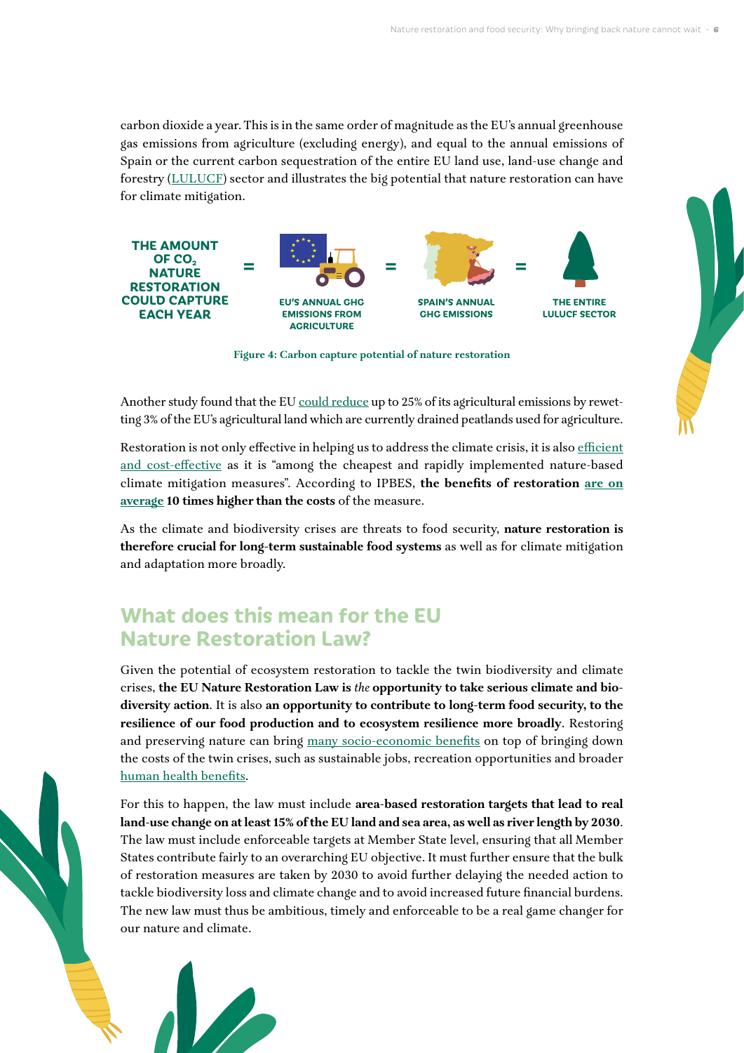carbon dioxide a year. This is in the same order of magnitude as the EU's annual greenhouse gas emissions from agriculture (excluding energy), and equal to the annual emissions of Spain or the current carbon sequestration of the entire EU land use, land-use change and forestry (LULUCF) sector and illustrates the big potential that nature restoration can have for climate mitigation.

THE AMOUNT OF $CO_2$ NATURE RESTORATION COULD CAPTURE EACH YEAR = EU'S ANNUAL GHG EMISSIONS FROM AGRICULTURE = SPAIN'S ANNUAL GHG EMISSIONS = THE ENTIRE LULUCF SECTOR

**Figure 4: Carbon capture potential of nature restoration**

Another study found that the EU could reduce up to 25% of its agricultural emissions by rewetting 3% of the EU's agricultural land which are currently drained peatlands used for agriculture.

Restoration is not only effective in helping us to address the climate crisis, it is also efficient and cost-effective as it is "among the cheapest and rapidly implemented nature-based climate mitigation measures". According to IPBES, **the benefits of restoration are on average 10 times higher than the costs** of the measure.

As the climate and biodiversity crises are threats to food security, **nature restoration is therefore crucial for long-term sustainable food systems** as well as for climate mitigation and adaptation more broadly.

## What does this mean for the EU Nature Restoration Law?

Given the potential of ecosystem restoration to tackle the twin biodiversity and climate crises, **the EU Nature Restoration Law is *the* opportunity to take serious climate and biodiversity action**. It is also **an opportunity to contribute to long-term food security, to the resilience of our food production and to ecosystem resilience more broadly**. Restoring and preserving nature can bring many socio-economic benefits on top of bringing down the costs of the twin crises, such as sustainable jobs, recreation opportunities and broader human health benefits.

For this to happen, the law must include **area-based restoration targets that lead to real land-use change on at least 15% of the EU land and sea area, as well as river length by 2030**. The law must include enforceable targets at Member State level, ensuring that all Member States contribute fairly to an overarching EU objective. It must further ensure that the bulk of restoration measures are taken by 2030 to avoid further delaying the needed action to tackle biodiversity loss and climate change and to avoid increased future financial burdens. The new law must thus be ambitious, timely and enforceable to be a real game changer for our nature and climate.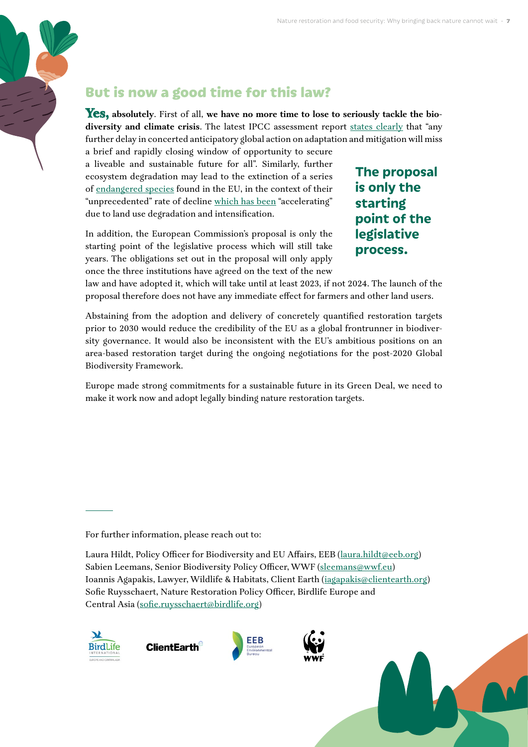## But is now a good time for this law?

**Yes, absolutely**. First of all, **we have no more time to lose to seriously tackle the biodiversity and climate crisis**. The latest IPCC assessment report states clearly that "any further delay in concerted anticipatory global action on adaptation and mitigation will miss a brief and rapidly closing window of opportunity to secure a liveable and sustainable future for all". Similarly, further ecosystem degradation may lead to the extinction of a series of endangered species found in the EU, in the context of their "unprecedented" rate of decline which has been "accelerating" due to land use degradation and intensification.

In addition, the European Commission's proposal is only the starting point of the legislative process which will still take years. The obligations set out in the proposal will only apply once the three institutions have agreed on the text of the new law and have adopted it, which will take until at least 2023, if not 2024. The launch of the proposal therefore does not have any immediate effect for farmers and other land users.

**The proposal is only the starting point of the legislative process.**

Abstaining from the adoption and delivery of concretely quantified restoration targets prior to 2030 would reduce the credibility of the EU as a global frontrunner in biodiversity governance. It would also be inconsistent with the EU's ambitious positions on an area-based restoration target during the ongoing negotiations for the post-2020 Global Biodiversity Framework.

Europe made strong commitments for a sustainable future in its Green Deal, we need to make it work now and adopt legally binding nature restoration targets.

---

For further information, please reach out to:

Laura Hildt, Policy Officer for Biodiversity and EU Affairs, EEB (laura.hildt@eeb.org)
Sabien Leemans, Senior Biodiversity Policy Officer, WWF (sleemans@wwf.eu)
Ioannis Agapakis, Lawyer, Wildlife & Habitats, Client Earth (iagapakis@clientearth.org)
Sofie Ruysschaert, Nature Restoration Policy Officer, Birdlife Europe and Central Asia (sofie.ruysschaert@birdlife.org)